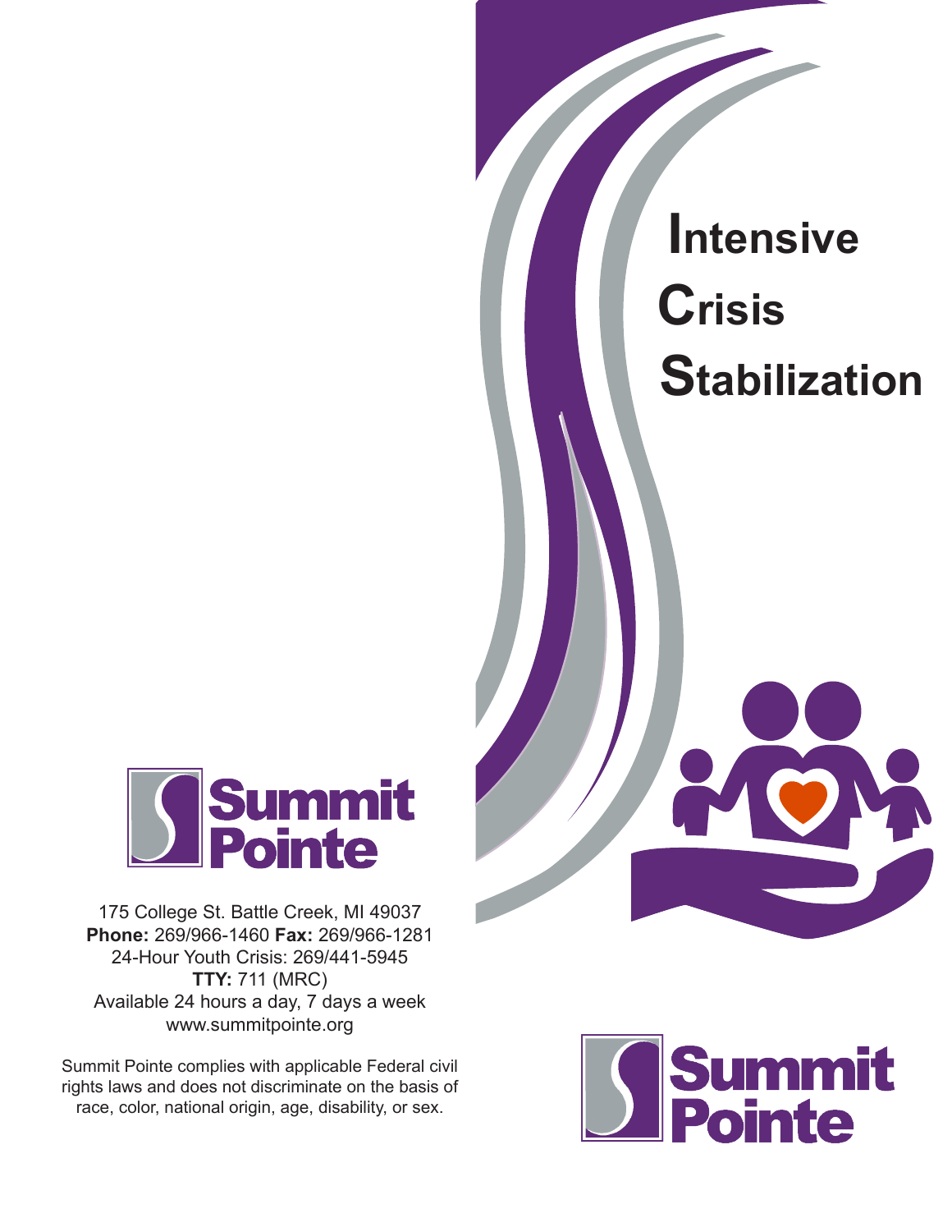# Intensive Crisis Stabilization

Summit Pointe

175 College St. Battle Creek, MI 49037
**Phone:** 269/966-1460 **Fax:** 269/966-1281
24-Hour Youth Crisis: 269/441-5945
**TTY:** 711 (MRC)
Available 24 hours a day, 7 days a week
www.summitpointe.org

Summit Pointe complies with applicable Federal civil rights laws and does not discriminate on the basis of race, color, national origin, age, disability, or sex.

Summit Pointe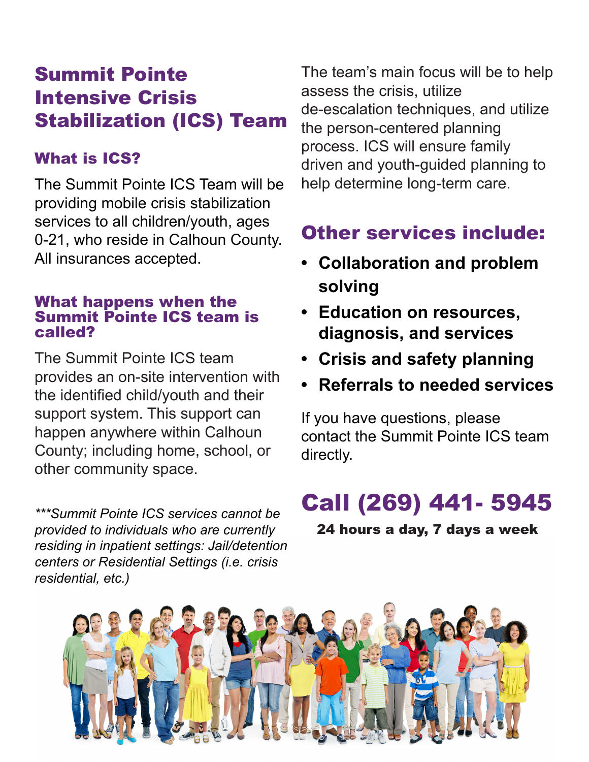# Summit Pointe Intensive Crisis Stabilization (ICS) Team

## What is ICS?

The Summit Pointe ICS Team will be providing mobile crisis stabilization services to all children/youth, ages 0-21, who reside in Calhoun County. All insurances accepted.

### What happens when the Summit Pointe ICS team is called?

The Summit Pointe ICS team provides an on-site intervention with the identified child/youth and their support system. This support can happen anywhere within Calhoun County; including home, school, or other community space.

****Summit Pointe ICS services cannot be provided to individuals who are currently residing in inpatient settings: Jail/detention centers or Residential Settings (i.e. crisis residential, etc.)*

The team's main focus will be to help assess the crisis, utilize de-escalation techniques, and utilize the person-centered planning process. ICS will ensure family driven and youth-guided planning to help determine long-term care.

## Other services include:

- **Collaboration and problem solving**
- **Education on resources, diagnosis, and services**
- **Crisis and safety planning**
- **Referrals to needed services**

If you have questions, please contact the Summit Pointe ICS team directly.

## Call (269) 441- 5945

**24 hours a day, 7 days a week**